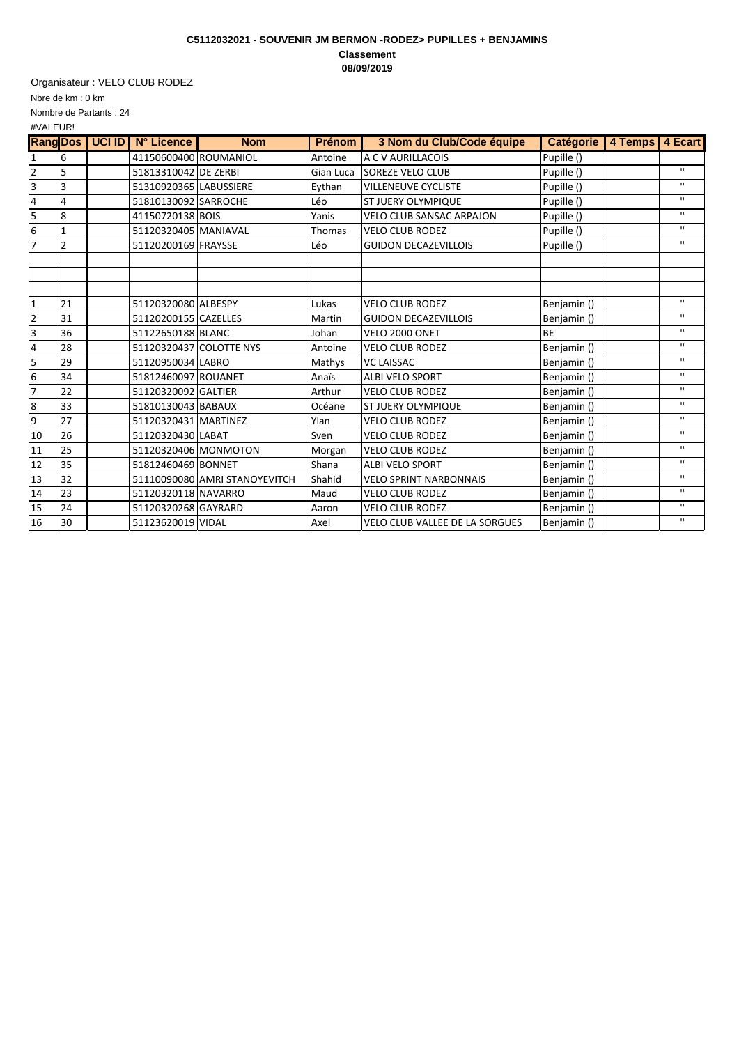**C5112032021 - SOUVENIR JM BERMON -RODEZ> PUPILLES + BENJAMINS**

**Classement**

**08/09/2019**

Organisateur : VELO CLUB RODEZ

Nbre de km : 0 km

Nombre de Partants : 24

#VALEUR!

| Rang | Dos | UCI ID | N° Licence | Nom | Prénom | 3 Nom du Club/Code équipe | Catégorie | 4 Temps | 4 Ecart |
|---|---|---|---|---|---|---|---|---|---|
| 1 | 6 | | 41150600400 | ROUMANIOL | Antoine | A C V AURILLACOIS | Pupille () | | |
| 2 | 5 | | 51813310042 | DE ZERBI | Gian Luca | SOREZE VELO CLUB | Pupille () | | " |
| 3 | 3 | | 51310920365 | LABUSSIERE | Eythan | VILLENEUVE CYCLISTE | Pupille () | | " |
| 4 | 4 | | 51810130092 | SARROCHE | Léo | ST JUERY OLYMPIQUE | Pupille () | | " |
| 5 | 8 | | 41150720138 | BOIS | Yanis | VELO CLUB SANSAC ARPAJON | Pupille () | | " |
| 6 | 1 | | 51120320405 | MANIAVAL | Thomas | VELO CLUB RODEZ | Pupille () | | " |
| 7 | 2 | | 51120200169 | FRAYSSE | Léo | GUIDON DECAZEVILLOIS | Pupille () | | " |
| | | | | | | | | | |
| | | | | | | | | | |
| | | | | | | | | | |
| 1 | 21 | | 51120320080 | ALBESPY | Lukas | VELO CLUB RODEZ | Benjamin () | | " |
| 2 | 31 | | 51120200155 | CAZELLES | Martin | GUIDON DECAZEVILLOIS | Benjamin () | | " |
| 3 | 36 | | 51122650188 | BLANC | Johan | VELO 2000 ONET | BE | | " |
| 4 | 28 | | 51120320437 | COLOTTE NYS | Antoine | VELO CLUB RODEZ | Benjamin () | | " |
| 5 | 29 | | 51120950034 | LABRO | Mathys | VC LAISSAC | Benjamin () | | " |
| 6 | 34 | | 51812460097 | ROUANET | Anaïs | ALBI VELO SPORT | Benjamin () | | " |
| 7 | 22 | | 51120320092 | GALTIER | Arthur | VELO CLUB RODEZ | Benjamin () | | " |
| 8 | 33 | | 51810130043 | BABAUX | Océane | ST JUERY OLYMPIQUE | Benjamin () | | " |
| 9 | 27 | | 51120320431 | MARTINEZ | Ylan | VELO CLUB RODEZ | Benjamin () | | " |
| 10 | 26 | | 51120320430 | LABAT | Sven | VELO CLUB RODEZ | Benjamin () | | " |
| 11 | 25 | | 51120320406 | MONMOTON | Morgan | VELO CLUB RODEZ | Benjamin () | | " |
| 12 | 35 | | 51812460469 | BONNET | Shana | ALBI VELO SPORT | Benjamin () | | " |
| 13 | 32 | | 51110090080 | AMRI STANOYEVITCH | Shahid | VELO SPRINT NARBONNAIS | Benjamin () | | " |
| 14 | 23 | | 51120320118 | NAVARRO | Maud | VELO CLUB RODEZ | Benjamin () | | " |
| 15 | 24 | | 51120320268 | GAYRARD | Aaron | VELO CLUB RODEZ | Benjamin () | | " |
| 16 | 30 | | 51123620019 | VIDAL | Axel | VELO CLUB VALLEE DE LA SORGUES | Benjamin () | | " |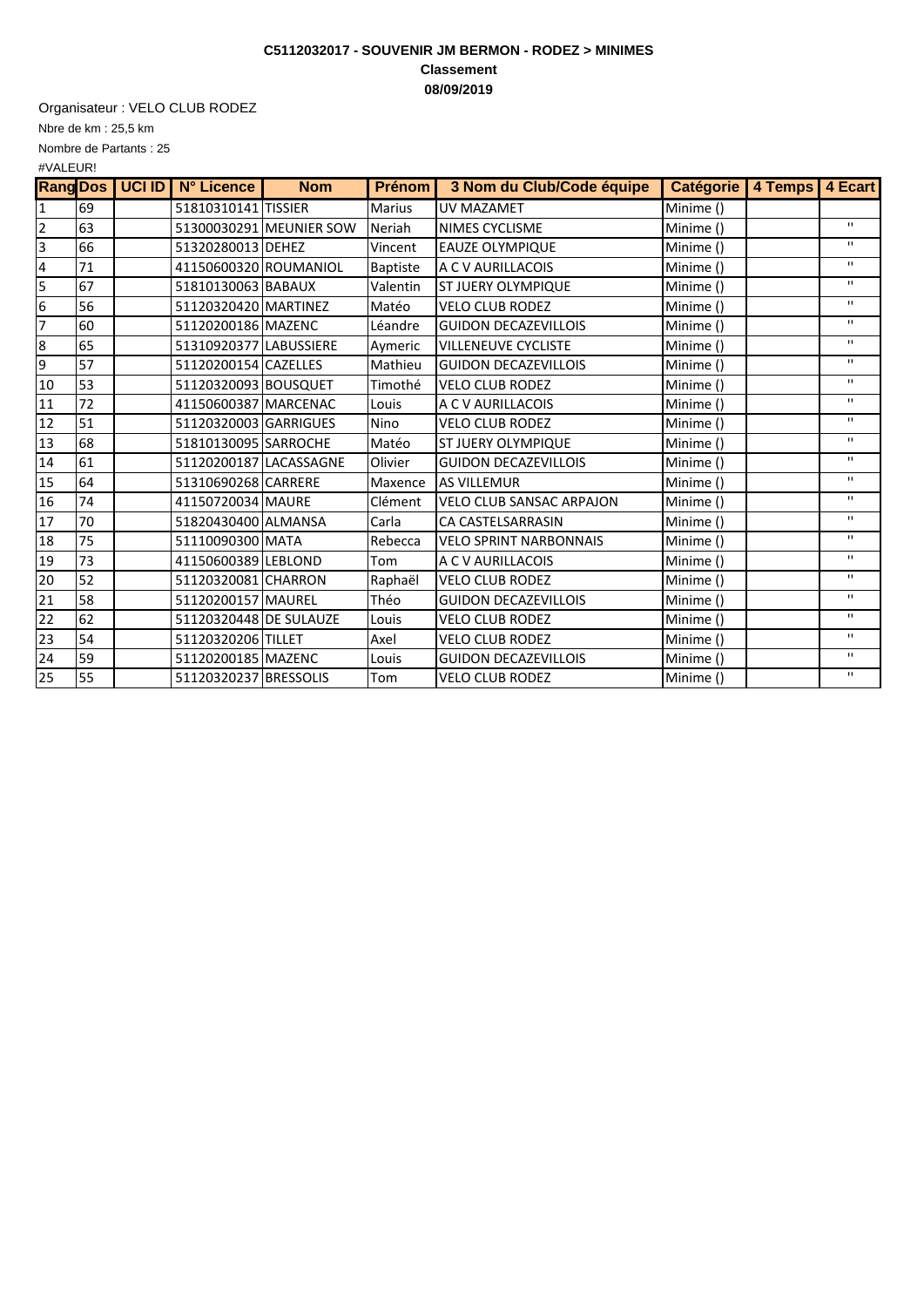**C5112032017 - SOUVENIR JM BERMON - RODEZ > MINIMES**

**Classement**

**08/09/2019**

Organisateur : VELO CLUB RODEZ

Nbre de km : 25,5 km

Nombre de Partants : 25

#VALEUR!

| Rang | Dos | UCI ID | N° Licence | Nom | Prénom | 3 Nom du Club/Code équipe | Catégorie | 4 Temps | 4 Ecart |
|---|---|---|---|---|---|---|---|---|---|
| 1 | 69 | | 51810310141 | TISSIER | Marius | UV MAZAMET | Minime () | | |
| 2 | 63 | | 51300030291 | MEUNIER SOW | Neriah | NIMES CYCLISME | Minime () | | " |
| 3 | 66 | | 51320280013 | DEHEZ | Vincent | EAUZE OLYMPIQUE | Minime () | | " |
| 4 | 71 | | 41150600320 | ROUMANIOL | Baptiste | A C V AURILLACOIS | Minime () | | " |
| 5 | 67 | | 51810130063 | BABAUX | Valentin | ST JUERY OLYMPIQUE | Minime () | | " |
| 6 | 56 | | 51120320420 | MARTINEZ | Matéo | VELO CLUB RODEZ | Minime () | | " |
| 7 | 60 | | 51120200186 | MAZENC | Léandre | GUIDON DECAZEVILLOIS | Minime () | | " |
| 8 | 65 | | 51310920377 | LABUSSIERE | Aymeric | VILLENEUVE CYCLISTE | Minime () | | " |
| 9 | 57 | | 51120200154 | CAZELLES | Mathieu | GUIDON DECAZEVILLOIS | Minime () | | " |
| 10 | 53 | | 51120320093 | BOUSQUET | Timothé | VELO CLUB RODEZ | Minime () | | " |
| 11 | 72 | | 41150600387 | MARCENAC | Louis | A C V AURILLACOIS | Minime () | | " |
| 12 | 51 | | 51120320003 | GARRIGUES | Nino | VELO CLUB RODEZ | Minime () | | " |
| 13 | 68 | | 51810130095 | SARROCHE | Matéo | ST JUERY OLYMPIQUE | Minime () | | " |
| 14 | 61 | | 51120200187 | LACASSAGNE | Olivier | GUIDON DECAZEVILLOIS | Minime () | | " |
| 15 | 64 | | 51310690268 | CARRERE | Maxence | AS VILLEMUR | Minime () | | " |
| 16 | 74 | | 41150720034 | MAURE | Clément | VELO CLUB SANSAC ARPAJON | Minime () | | " |
| 17 | 70 | | 51820430400 | ALMANSA | Carla | CA CASTELSARRASIN | Minime () | | " |
| 18 | 75 | | 51110090300 | MATA | Rebecca | VELO SPRINT NARBONNAIS | Minime () | | " |
| 19 | 73 | | 41150600389 | LEBLOND | Tom | A C V AURILLACOIS | Minime () | | " |
| 20 | 52 | | 51120320081 | CHARRON | Raphaël | VELO CLUB RODEZ | Minime () | | " |
| 21 | 58 | | 51120200157 | MAUREL | Théo | GUIDON DECAZEVILLOIS | Minime () | | " |
| 22 | 62 | | 51120320448 | DE SULAUZE | Louis | VELO CLUB RODEZ | Minime () | | " |
| 23 | 54 | | 51120320206 | TILLET | Axel | VELO CLUB RODEZ | Minime () | | " |
| 24 | 59 | | 51120200185 | MAZENC | Louis | GUIDON DECAZEVILLOIS | Minime () | | " |
| 25 | 55 | | 51120320237 | BRESSOLIS | Tom | VELO CLUB RODEZ | Minime () | | " |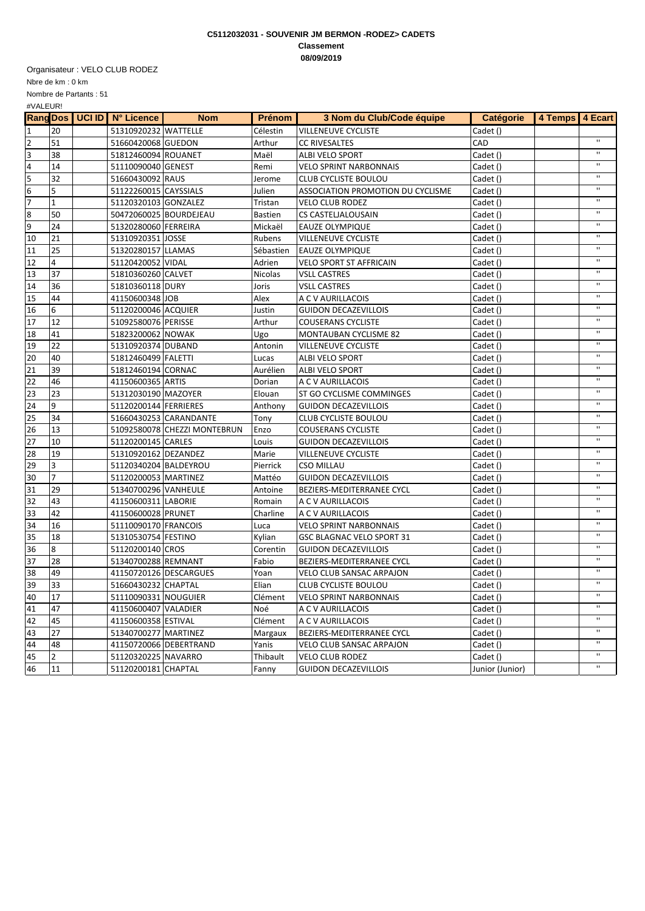**C5112032031 - SOUVENIR JM BERMON -RODEZ> CADETS**

**Classement**

**08/09/2019**

Organisateur : VELO CLUB RODEZ

Nbre de km : 0 km

Nombre de Partants : 51

#VALEUR!

| Rang | Dos | UCI ID | N° Licence | Nom | Prénom | 3 Nom du Club/Code équipe | Catégorie | 4 Temps | 4 Ecart |
|---|---|---|---|---|---|---|---|---|---|
| 1 | 20 | | 51310920232 | WATTELLE | Célestin | VILLENEUVE CYCLISTE | Cadet () | | |
| 2 | 51 | | 51660420068 | GUEDON | Arthur | CC RIVESALTES | CAD | | " |
| 3 | 38 | | 51812460094 | ROUANET | Maël | ALBI VELO SPORT | Cadet () | | " |
| 4 | 14 | | 51110090040 | GENEST | Remi | VELO SPRINT NARBONNAIS | Cadet () | | " |
| 5 | 32 | | 51660430092 | RAUS | Jerome | CLUB CYCLISTE BOULOU | Cadet () | | " |
| 6 | 5 | | 51122260015 | CAYSSIALS | Julien | ASSOCIATION PROMOTION DU CYCLISME | Cadet () | | " |
| 7 | 1 | | 51120320103 | GONZALEZ | Tristan | VELO CLUB RODEZ | Cadet () | | " |
| 8 | 50 | | 50472060025 | BOURDEJEAU | Bastien | CS CASTELJALOUSAIN | Cadet () | | " |
| 9 | 24 | | 51320280060 | FERREIRA | Mickaël | EAUZE OLYMPIQUE | Cadet () | | " |
| 10 | 21 | | 51310920351 | JOSSE | Rubens | VILLENEUVE CYCLISTE | Cadet () | | " |
| 11 | 25 | | 51320280157 | LLAMAS | Sébastien | EAUZE OLYMPIQUE | Cadet () | | " |
| 12 | 4 | | 51120420052 | VIDAL | Adrien | VELO SPORT ST AFFRICAIN | Cadet () | | " |
| 13 | 37 | | 51810360260 | CALVET | Nicolas | VSLL CASTRES | Cadet () | | " |
| 14 | 36 | | 51810360118 | DURY | Joris | VSLL CASTRES | Cadet () | | " |
| 15 | 44 | | 41150600348 | JOB | Alex | A C V AURILLACOIS | Cadet () | | " |
| 16 | 6 | | 51120200046 | ACQUIER | Justin | GUIDON DECAZEVILLOIS | Cadet () | | " |
| 17 | 12 | | 51092580076 | PERISSE | Arthur | COUSERANS CYCLISTE | Cadet () | | " |
| 18 | 41 | | 51823200062 | NOWAK | Ugo | MONTAUBAN CYCLISME 82 | Cadet () | | " |
| 19 | 22 | | 51310920374 | DUBAND | Antonin | VILLENEUVE CYCLISTE | Cadet () | | " |
| 20 | 40 | | 51812460499 | FALETTI | Lucas | ALBI VELO SPORT | Cadet () | | " |
| 21 | 39 | | 51812460194 | CORNAC | Aurélien | ALBI VELO SPORT | Cadet () | | " |
| 22 | 46 | | 41150600365 | ARTIS | Dorian | A C V AURILLACOIS | Cadet () | | " |
| 23 | 23 | | 51312030190 | MAZOYER | Elouan | ST GO CYCLISME COMMINGES | Cadet () | | " |
| 24 | 9 | | 51120200144 | FERRIERES | Anthony | GUIDON DECAZEVILLOIS | Cadet () | | " |
| 25 | 34 | | 51660430253 | CARANDANTE | Tony | CLUB CYCLISTE BOULOU | Cadet () | | " |
| 26 | 13 | | 51092580078 | CHEZZI MONTEBRUN | Enzo | COUSERANS CYCLISTE | Cadet () | | " |
| 27 | 10 | | 51120200145 | CARLES | Louis | GUIDON DECAZEVILLOIS | Cadet () | | " |
| 28 | 19 | | 51310920162 | DEZANDEZ | Marie | VILLENEUVE CYCLISTE | Cadet () | | " |
| 29 | 3 | | 51120340204 | BALDEYROU | Pierrick | CSO MILLAU | Cadet () | | " |
| 30 | 7 | | 51120200053 | MARTINEZ | Mattéo | GUIDON DECAZEVILLOIS | Cadet () | | " |
| 31 | 29 | | 51340700296 | VANHEULE | Antoine | BEZIERS-MEDITERRANEE CYCL | Cadet () | | " |
| 32 | 43 | | 41150600311 | LABORIE | Romain | A C V AURILLACOIS | Cadet () | | " |
| 33 | 42 | | 41150600028 | PRUNET | Charline | A C V AURILLACOIS | Cadet () | | " |
| 34 | 16 | | 51110090170 | FRANCOIS | Luca | VELO SPRINT NARBONNAIS | Cadet () | | " |
| 35 | 18 | | 51310530754 | FESTINO | Kylian | GSC BLAGNAC VELO SPORT 31 | Cadet () | | " |
| 36 | 8 | | 51120200140 | CROS | Corentin | GUIDON DECAZEVILLOIS | Cadet () | | " |
| 37 | 28 | | 51340700288 | REMNANT | Fabio | BEZIERS-MEDITERRANEE CYCL | Cadet () | | " |
| 38 | 49 | | 41150720126 | DESCARGUES | Yoan | VELO CLUB SANSAC ARPAJON | Cadet () | | " |
| 39 | 33 | | 51660430232 | CHAPTAL | Elian | CLUB CYCLISTE BOULOU | Cadet () | | " |
| 40 | 17 | | 51110090331 | NOUGUIER | Clément | VELO SPRINT NARBONNAIS | Cadet () | | " |
| 41 | 47 | | 41150600407 | VALADIER | Noé | A C V AURILLACOIS | Cadet () | | " |
| 42 | 45 | | 41150600358 | ESTIVAL | Clément | A C V AURILLACOIS | Cadet () | | " |
| 43 | 27 | | 51340700277 | MARTINEZ | Margaux | BEZIERS-MEDITERRANEE CYCL | Cadet () | | " |
| 44 | 48 | | 41150720066 | DEBERTRAND | Yanis | VELO CLUB SANSAC ARPAJON | Cadet () | | " |
| 45 | 2 | | 51120320225 | NAVARRO | Thibault | VELO CLUB RODEZ | Cadet () | | " |
| 46 | 11 | | 51120200181 | CHAPTAL | Fanny | GUIDON DECAZEVILLOIS | Junior (Junior) | | " |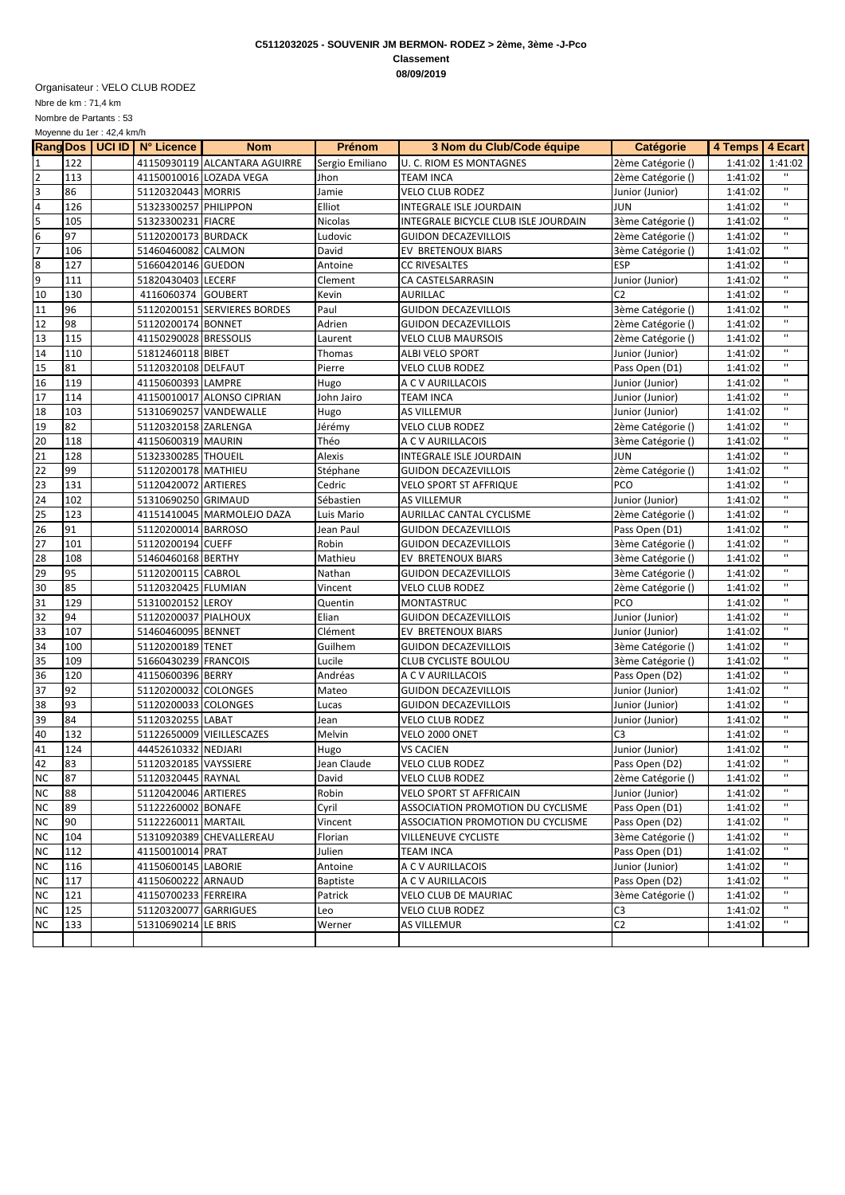**C5112032025 - SOUVENIR JM BERMON- RODEZ > 2ème, 3ème -J-Pco**

**Classement**

**08/09/2019**

Organisateur : VELO CLUB RODEZ

Nbre de km : 71,4 km

Nombre de Partants : 53

Moyenne du 1er : 42,4 km/h

| Rang | Dos | UCI ID | N° Licence | Nom | Prénom | 3 Nom du Club/Code équipe | Catégorie | 4 Temps | 4 Ecart |
|---|---|---|---|---|---|---|---|---|---|
| 1 | 122 | | 41150930119 | ALCANTARA AGUIRRE | Sergio Emiliano | U. C. RIOM ES MONTAGNES | 2ème Catégorie () | 1:41:02 | 1:41:02 |
| 2 | 113 | | 41150010016 | LOZADA VEGA | Jhon | TEAM INCA | 2ème Catégorie () | 1:41:02 | " |
| 3 | 86 | | 51120320443 | MORRIS | Jamie | VELO CLUB RODEZ | Junior (Junior) | 1:41:02 | " |
| 4 | 126 | | 51323300257 | PHILIPPON | Elliot | INTEGRALE ISLE JOURDAIN | JUN | 1:41:02 | " |
| 5 | 105 | | 51323300231 | FIACRE | Nicolas | INTEGRALE BICYCLE CLUB ISLE JOURDAIN | 3ème Catégorie () | 1:41:02 | " |
| 6 | 97 | | 51120200173 | BURDACK | Ludovic | GUIDON DECAZEVILLOIS | 2ème Catégorie () | 1:41:02 | " |
| 7 | 106 | | 51460460082 | CALMON | David | EV BRETENOUX BIARS | 3ème Catégorie () | 1:41:02 | " |
| 8 | 127 | | 51660420146 | GUEDON | Antoine | CC RIVESALTES | ESP | 1:41:02 | " |
| 9 | 111 | | 51820430403 | LECERF | Clement | CA CASTELSARRASIN | Junior (Junior) | 1:41:02 | " |
| 10 | 130 | | 4116060374 | GOUBERT | Kevin | AURILLAC | C2 | 1:41:02 | " |
| 11 | 96 | | 51120200151 | SERVIERES BORDES | Paul | GUIDON DECAZEVILLOIS | 3ème Catégorie () | 1:41:02 | " |
| 12 | 98 | | 51120200174 | BONNET | Adrien | GUIDON DECAZEVILLOIS | 2ème Catégorie () | 1:41:02 | " |
| 13 | 115 | | 41150290028 | BRESSOLIS | Laurent | VELO CLUB MAURSOIS | 2ème Catégorie () | 1:41:02 | " |
| 14 | 110 | | 51812460118 | BIBET | Thomas | ALBI VELO SPORT | Junior (Junior) | 1:41:02 | " |
| 15 | 81 | | 51120320108 | DELFAUT | Pierre | VELO CLUB RODEZ | Pass Open (D1) | 1:41:02 | " |
| 16 | 119 | | 41150600393 | LAMPRE | Hugo | A C V AURILLACOIS | Junior (Junior) | 1:41:02 | " |
| 17 | 114 | | 41150010017 | ALONSO CIPRIAN | John Jairo | TEAM INCA | Junior (Junior) | 1:41:02 | " |
| 18 | 103 | | 51310690257 | VANDEWALLE | Hugo | AS VILLEMUR | Junior (Junior) | 1:41:02 | " |
| 19 | 82 | | 51120320158 | ZARLENGA | Jérémy | VELO CLUB RODEZ | 2ème Catégorie () | 1:41:02 | " |
| 20 | 118 | | 41150600319 | MAURIN | Théo | A C V AURILLACOIS | 3ème Catégorie () | 1:41:02 | " |
| 21 | 128 | | 51323300285 | THOUEIL | Alexis | INTEGRALE ISLE JOURDAIN | JUN | 1:41:02 | " |
| 22 | 99 | | 51120200178 | MATHIEU | Stéphane | GUIDON DECAZEVILLOIS | 2ème Catégorie () | 1:41:02 | " |
| 23 | 131 | | 51120420072 | ARTIERES | Cedric | VELO SPORT ST AFFRIQUE | PCO | 1:41:02 | " |
| 24 | 102 | | 51310690250 | GRIMAUD | Sébastien | AS VILLEMUR | Junior (Junior) | 1:41:02 | " |
| 25 | 123 | | 41151410045 | MARMOLEJO DAZA | Luis Mario | AURILLAC CANTAL CYCLISME | 2ème Catégorie () | 1:41:02 | " |
| 26 | 91 | | 51120200014 | BARROSO | Jean Paul | GUIDON DECAZEVILLOIS | Pass Open (D1) | 1:41:02 | " |
| 27 | 101 | | 51120200194 | CUEFF | Robin | GUIDON DECAZEVILLOIS | 3ème Catégorie () | 1:41:02 | " |
| 28 | 108 | | 51460460168 | BERTHY | Mathieu | EV BRETENOUX BIARS | 3ème Catégorie () | 1:41:02 | " |
| 29 | 95 | | 51120200115 | CABROL | Nathan | GUIDON DECAZEVILLOIS | 3ème Catégorie () | 1:41:02 | " |
| 30 | 85 | | 51120320425 | FLUMIAN | Vincent | VELO CLUB RODEZ | 2ème Catégorie () | 1:41:02 | " |
| 31 | 129 | | 51310020152 | LEROY | Quentin | MONTASTRUC | PCO | 1:41:02 | " |
| 32 | 94 | | 51120200037 | PIALHOUX | Elian | GUIDON DECAZEVILLOIS | Junior (Junior) | 1:41:02 | " |
| 33 | 107 | | 51460460095 | BENNET | Clément | EV BRETENOUX BIARS | Junior (Junior) | 1:41:02 | " |
| 34 | 100 | | 51120200189 | TENET | Guilhem | GUIDON DECAZEVILLOIS | 3ème Catégorie () | 1:41:02 | " |
| 35 | 109 | | 51660430239 | FRANCOIS | Lucile | CLUB CYCLISTE BOULOU | 3ème Catégorie () | 1:41:02 | " |
| 36 | 120 | | 41150600396 | BERRY | Andréas | A C V AURILLACOIS | Pass Open (D2) | 1:41:02 | " |
| 37 | 92 | | 51120200032 | COLONGES | Mateo | GUIDON DECAZEVILLOIS | Junior (Junior) | 1:41:02 | " |
| 38 | 93 | | 51120200033 | COLONGES | Lucas | GUIDON DECAZEVILLOIS | Junior (Junior) | 1:41:02 | " |
| 39 | 84 | | 51120320255 | LABAT | Jean | VELO CLUB RODEZ | Junior (Junior) | 1:41:02 | " |
| 40 | 132 | | 51122650009 | VIEILLESCAZES | Melvin | VELO 2000 ONET | C3 | 1:41:02 | " |
| 41 | 124 | | 44452610332 | NEDJARI | Hugo | VS CACIEN | Junior (Junior) | 1:41:02 | " |
| 42 | 83 | | 51120320185 | VAYSSIERE | Jean Claude | VELO CLUB RODEZ | Pass Open (D2) | 1:41:02 | " |
| NC | 87 | | 51120320445 | RAYNAL | David | VELO CLUB RODEZ | 2ème Catégorie () | 1:41:02 | " |
| NC | 88 | | 51120420046 | ARTIERES | Robin | VELO SPORT ST AFFRICAIN | Junior (Junior) | 1:41:02 | " |
| NC | 89 | | 51122260002 | BONAFE | Cyril | ASSOCIATION PROMOTION DU CYCLISME | Pass Open (D1) | 1:41:02 | " |
| NC | 90 | | 51122260011 | MARTAIL | Vincent | ASSOCIATION PROMOTION DU CYCLISME | Pass Open (D2) | 1:41:02 | " |
| NC | 104 | | 51310920389 | CHEVALLEREAU | Florian | VILLENEUVE CYCLISTE | 3ème Catégorie () | 1:41:02 | " |
| NC | 112 | | 41150010014 | PRAT | Julien | TEAM INCA | Pass Open (D1) | 1:41:02 | " |
| NC | 116 | | 41150600145 | LABORIE | Antoine | A C V AURILLACOIS | Junior (Junior) | 1:41:02 | " |
| NC | 117 | | 41150600222 | ARNAUD | Baptiste | A C V AURILLACOIS | Pass Open (D2) | 1:41:02 | " |
| NC | 121 | | 41150700233 | FERREIRA | Patrick | VELO CLUB DE MAURIAC | 3ème Catégorie () | 1:41:02 | " |
| NC | 125 | | 51120320077 | GARRIGUES | Leo | VELO CLUB RODEZ | C3 | 1:41:02 | " |
| NC | 133 | | 51310690214 | LE BRIS | Werner | AS VILLEMUR | C2 | 1:41:02 | " |